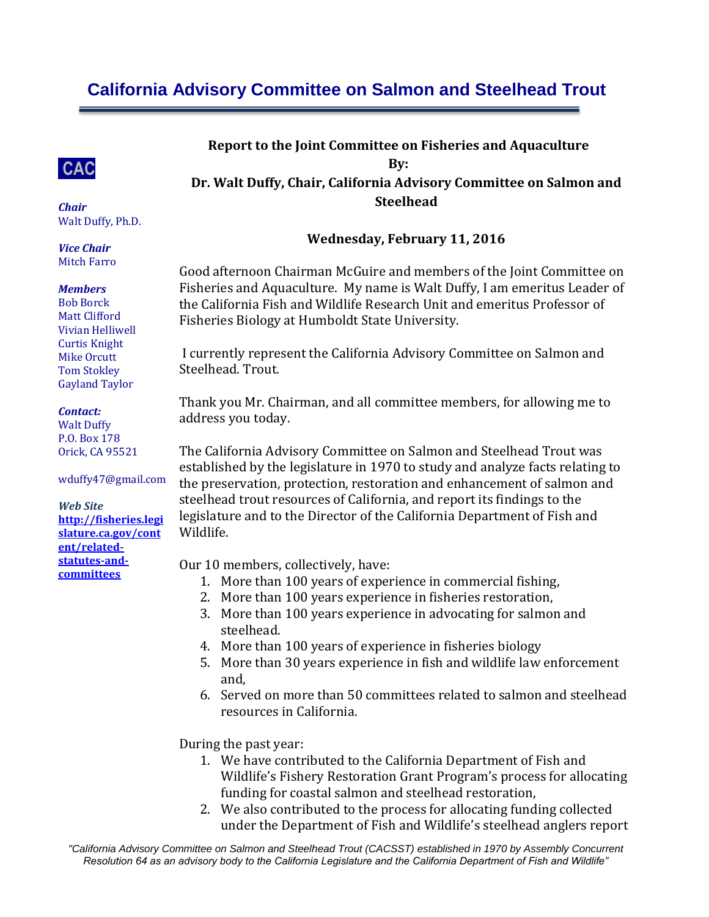# California Advisory Committee on Salmon and Steelhead Trout

CAC

***Chair***
Walt Duffy, Ph.D.

***Vice Chair***
Mitch Farro

***Members***
Bob Borck
Matt Clifford
Vivian Helliwell
Curtis Knight
Mike Orcutt
Tom Stokley
Gayland Taylor

***Contact:***
Walt Duffy
P.O. Box 178
Orick, CA 95521

wduffy47@gmail.com

***Web Site***
**http://fisheries.legislature.ca.gov/content/related-statutes-and-committees**

**Report to the Joint Committee on Fisheries and Aquaculture**
**By:**
**Dr. Walt Duffy, Chair, California Advisory Committee on Salmon and Steelhead**

**Wednesday, February 11, 2016**

Good afternoon Chairman McGuire and members of the Joint Committee on Fisheries and Aquaculture. My name is Walt Duffy, I am emeritus Leader of the California Fish and Wildlife Research Unit and emeritus Professor of Fisheries Biology at Humboldt State University.

I currently represent the California Advisory Committee on Salmon and Steelhead. Trout.

Thank you Mr. Chairman, and all committee members, for allowing me to address you today.

The California Advisory Committee on Salmon and Steelhead Trout was established by the legislature in 1970 to study and analyze facts relating to the preservation, protection, restoration and enhancement of salmon and steelhead trout resources of California, and report its findings to the legislature and to the Director of the California Department of Fish and Wildlife.

Our 10 members, collectively, have:

1. More than 100 years of experience in commercial fishing,
2. More than 100 years experience in fisheries restoration,
3. More than 100 years experience in advocating for salmon and steelhead.
4. More than 100 years of experience in fisheries biology
5. More than 30 years experience in fish and wildlife law enforcement and,
6. Served on more than 50 committees related to salmon and steelhead resources in California.

During the past year:

1. We have contributed to the California Department of Fish and Wildlife's Fishery Restoration Grant Program's process for allocating funding for coastal salmon and steelhead restoration,
2. We also contributed to the process for allocating funding collected under the Department of Fish and Wildlife's steelhead anglers report

*"California Advisory Committee on Salmon and Steelhead Trout (CACSST) established in 1970 by Assembly Concurrent Resolution 64 as an advisory body to the California Legislature and the California Department of Fish and Wildlife"*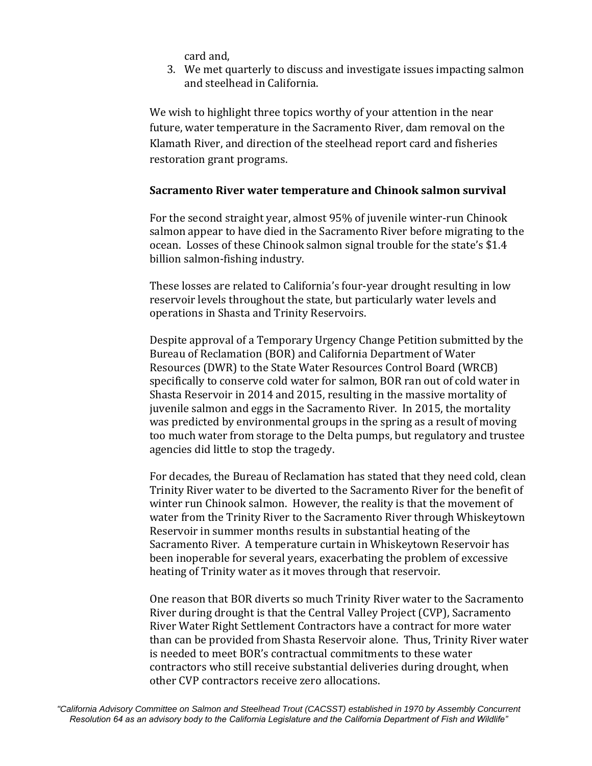card and,

3. We met quarterly to discuss and investigate issues impacting salmon and steelhead in California.

We wish to highlight three topics worthy of your attention in the near future, water temperature in the Sacramento River, dam removal on the Klamath River, and direction of the steelhead report card and fisheries restoration grant programs.

**Sacramento River water temperature and Chinook salmon survival**

For the second straight year, almost 95% of juvenile winter-run Chinook salmon appear to have died in the Sacramento River before migrating to the ocean. Losses of these Chinook salmon signal trouble for the state's $1.4 billion salmon-fishing industry.

These losses are related to California's four-year drought resulting in low reservoir levels throughout the state, but particularly water levels and operations in Shasta and Trinity Reservoirs.

Despite approval of a Temporary Urgency Change Petition submitted by the Bureau of Reclamation (BOR) and California Department of Water Resources (DWR) to the State Water Resources Control Board (WRCB) specifically to conserve cold water for salmon, BOR ran out of cold water in Shasta Reservoir in 2014 and 2015, resulting in the massive mortality of juvenile salmon and eggs in the Sacramento River. In 2015, the mortality was predicted by environmental groups in the spring as a result of moving too much water from storage to the Delta pumps, but regulatory and trustee agencies did little to stop the tragedy.

For decades, the Bureau of Reclamation has stated that they need cold, clean Trinity River water to be diverted to the Sacramento River for the benefit of winter run Chinook salmon. However, the reality is that the movement of water from the Trinity River to the Sacramento River through Whiskeytown Reservoir in summer months results in substantial heating of the Sacramento River. A temperature curtain in Whiskeytown Reservoir has been inoperable for several years, exacerbating the problem of excessive heating of Trinity water as it moves through that reservoir.

One reason that BOR diverts so much Trinity River water to the Sacramento River during drought is that the Central Valley Project (CVP), Sacramento River Water Right Settlement Contractors have a contract for more water than can be provided from Shasta Reservoir alone. Thus, Trinity River water is needed to meet BOR's contractual commitments to these water contractors who still receive substantial deliveries during drought, when other CVP contractors receive zero allocations.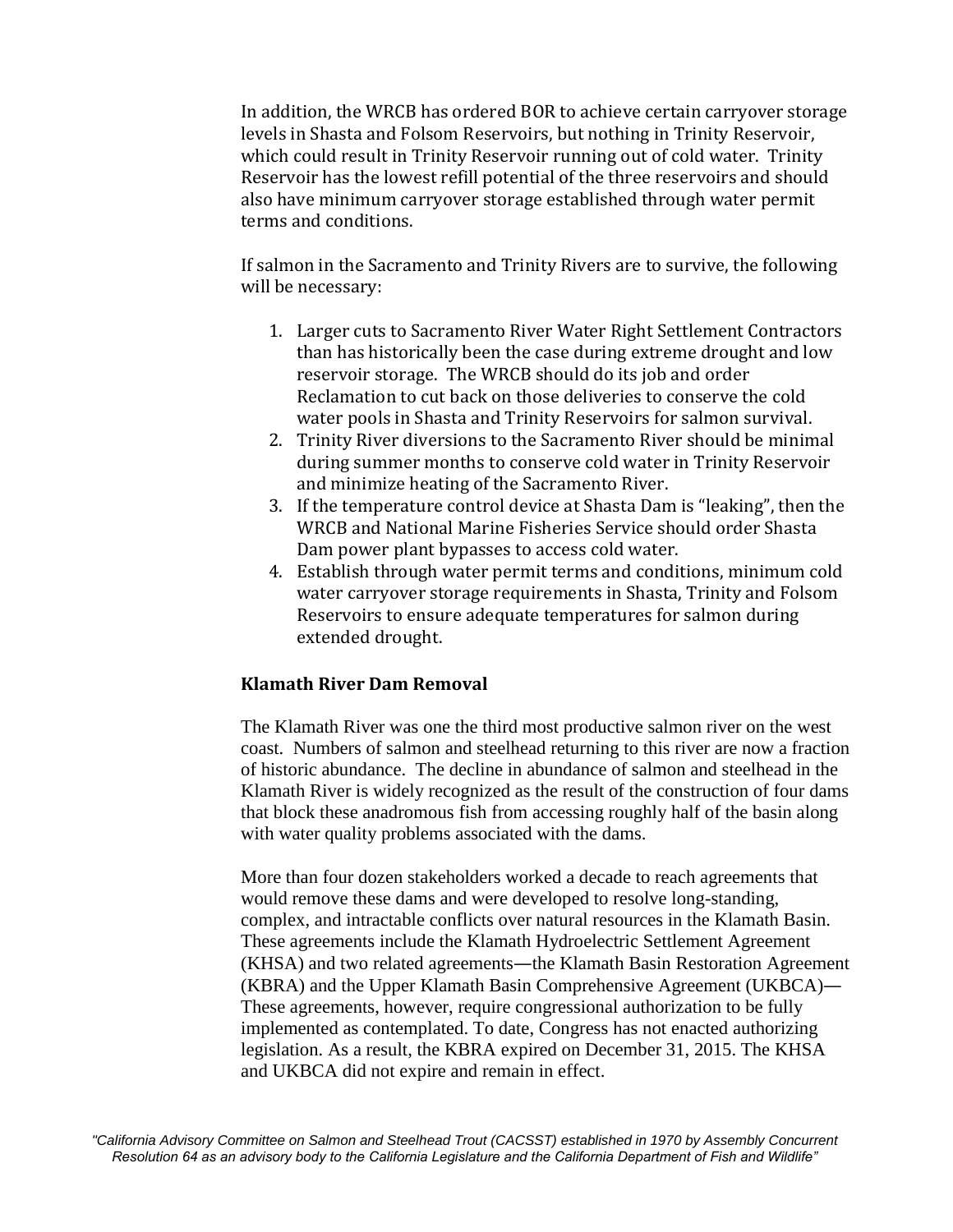In addition, the WRCB has ordered BOR to achieve certain carryover storage levels in Shasta and Folsom Reservoirs, but nothing in Trinity Reservoir, which could result in Trinity Reservoir running out of cold water. Trinity Reservoir has the lowest refill potential of the three reservoirs and should also have minimum carryover storage established through water permit terms and conditions.

If salmon in the Sacramento and Trinity Rivers are to survive, the following will be necessary:

1. Larger cuts to Sacramento River Water Right Settlement Contractors than has historically been the case during extreme drought and low reservoir storage. The WRCB should do its job and order Reclamation to cut back on those deliveries to conserve the cold water pools in Shasta and Trinity Reservoirs for salmon survival.
2. Trinity River diversions to the Sacramento River should be minimal during summer months to conserve cold water in Trinity Reservoir and minimize heating of the Sacramento River.
3. If the temperature control device at Shasta Dam is "leaking", then the WRCB and National Marine Fisheries Service should order Shasta Dam power plant bypasses to access cold water.
4. Establish through water permit terms and conditions, minimum cold water carryover storage requirements in Shasta, Trinity and Folsom Reservoirs to ensure adequate temperatures for salmon during extended drought.

**Klamath River Dam Removal**

The Klamath River was one the third most productive salmon river on the west coast. Numbers of salmon and steelhead returning to this river are now a fraction of historic abundance. The decline in abundance of salmon and steelhead in the Klamath River is widely recognized as the result of the construction of four dams that block these anadromous fish from accessing roughly half of the basin along with water quality problems associated with the dams.

More than four dozen stakeholders worked a decade to reach agreements that would remove these dams and were developed to resolve long-standing, complex, and intractable conflicts over natural resources in the Klamath Basin. These agreements include the Klamath Hydroelectric Settlement Agreement (KHSA) and two related agreements—the Klamath Basin Restoration Agreement (KBRA) and the Upper Klamath Basin Comprehensive Agreement (UKBCA)—These agreements, however, require congressional authorization to be fully implemented as contemplated. To date, Congress has not enacted authorizing legislation. As a result, the KBRA expired on December 31, 2015. The KHSA and UKBCA did not expire and remain in effect.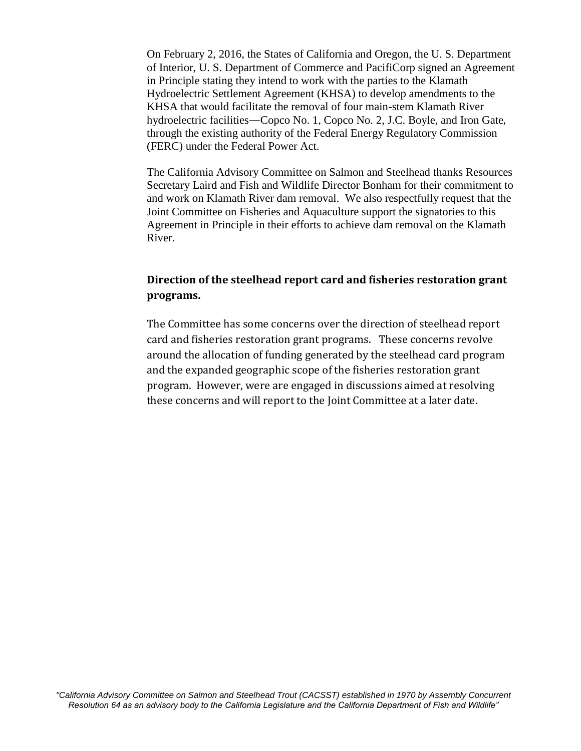On February 2, 2016, the States of California and Oregon, the U. S. Department of Interior, U. S. Department of Commerce and PacifiCorp signed an Agreement in Principle stating they intend to work with the parties to the Klamath Hydroelectric Settlement Agreement (KHSA) to develop amendments to the KHSA that would facilitate the removal of four main-stem Klamath River hydroelectric facilities—Copco No. 1, Copco No. 2, J.C. Boyle, and Iron Gate, through the existing authority of the Federal Energy Regulatory Commission (FERC) under the Federal Power Act.

The California Advisory Committee on Salmon and Steelhead thanks Resources Secretary Laird and Fish and Wildlife Director Bonham for their commitment to and work on Klamath River dam removal. We also respectfully request that the Joint Committee on Fisheries and Aquaculture support the signatories to this Agreement in Principle in their efforts to achieve dam removal on the Klamath River.

### Direction of the steelhead report card and fisheries restoration grant programs.

The Committee has some concerns over the direction of steelhead report card and fisheries restoration grant programs. These concerns revolve around the allocation of funding generated by the steelhead card program and the expanded geographic scope of the fisheries restoration grant program. However, were are engaged in discussions aimed at resolving these concerns and will report to the Joint Committee at a later date.